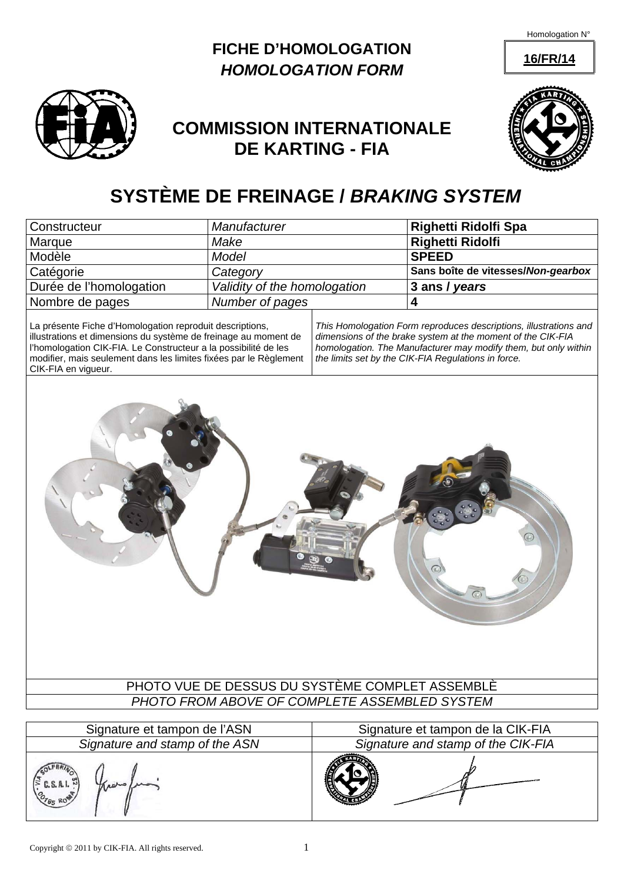Homologation N° **16/FR/14**

# FICHE D'HOMOLOGATION
## *HOMOLOGATION FORM*

## COMMISSION INTERNATIONALE DE KARTING - FIA

# SYSTÈME DE FREINAGE / *BRAKING SYSTEM*

| Constructeur | *Manufacturer* | **Righetti Ridolfi Spa** |
|---|---|---|
| Marque | *Make* | **Righetti Ridolfi** |
| Modèle | *Model* | **SPEED** |
| Catégorie | *Category* | **Sans boîte de vitesses/*Non-gearbox*** |
| Durée de l'homologation | *Validity of the homologation* | **3 ans / *years*** |
| Nombre de pages | *Number of pages* | **4** |

La présente Fiche d'Homologation reproduit descriptions, illustrations et dimensions du système de freinage au moment de l'homologation CIK-FIA. Le Constructeur a la possibilité de les modifier, mais seulement dans les limites fixées par le Règlement CIK-FIA en vigueur.

*This Homologation Form reproduces descriptions, illustrations and dimensions of the brake system at the moment of the CIK-FIA homologation. The Manufacturer may modify them, but only within the limits set by the CIK-FIA Regulations in force.*

PHOTO VUE DE DESSUS DU SYSTÈME COMPLET ASSEMBLÈ

*PHOTO FROM ABOVE OF COMPLETE ASSEMBLED SYSTEM*

| Signature et tampon de l'ASN | Signature et tampon de la CIK-FIA |
|---|---|
| *Signature and stamp of the ASN* | *Signature and stamp of the CIK-FIA* |
| | |

Copyright © 2011 by CIK-FIA. All rights reserved.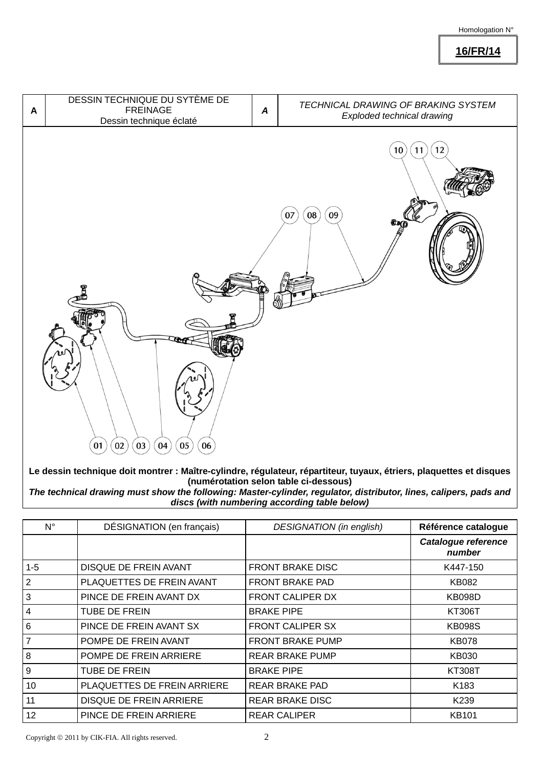Homologation N°

**16/FR/14**

| A | DESSIN TECHNIQUE DU SYTÈME DE FREINAGE<br>Dessin technique éclaté | *A* | *TECHNICAL DRAWING OF BRAKING SYSTEM*<br>*Exploded technical drawing* |
|---|---|---|---|

**Le dessin technique doit montrer : Maître-cylindre, régulateur, répartiteur, tuyaux, étriers, plaquettes et disques (numérotation selon table ci-dessous)**

***The technical drawing must show the following: Master-cylinder, regulator, distributor, lines, calipers, pads and discs (with numbering according table below)***

| N° | DÉSIGNATION (en français) | *DESIGNATION (in english)* | **Référence catalogue** |
|---|---|---|---|
| | | | ***Catalogue reference number*** |
| 1-5 | DISQUE DE FREIN AVANT | FRONT BRAKE DISC | K447-150 |
| 2 | PLAQUETTES DE FREIN AVANT | FRONT BRAKE PAD | KB082 |
| 3 | PINCE DE FREIN AVANT DX | FRONT CALIPER DX | KB098D |
| 4 | TUBE DE FREIN | BRAKE PIPE | KT306T |
| 6 | PINCE DE FREIN AVANT SX | FRONT CALIPER SX | KB098S |
| 7 | POMPE DE FREIN AVANT | FRONT BRAKE PUMP | KB078 |
| 8 | POMPE DE FREIN ARRIERE | REAR BRAKE PUMP | KB030 |
| 9 | TUBE DE FREIN | BRAKE PIPE | KT308T |
| 10 | PLAQUETTES DE FREIN ARRIERE | REAR BRAKE PAD | K183 |
| 11 | DISQUE DE FREIN ARRIERE | REAR BRAKE DISC | K239 |
| 12 | PINCE DE FREIN ARRIERE | REAR CALIPER | KB101 |

Copyright © 2011 by CIK-FIA. All rights reserved.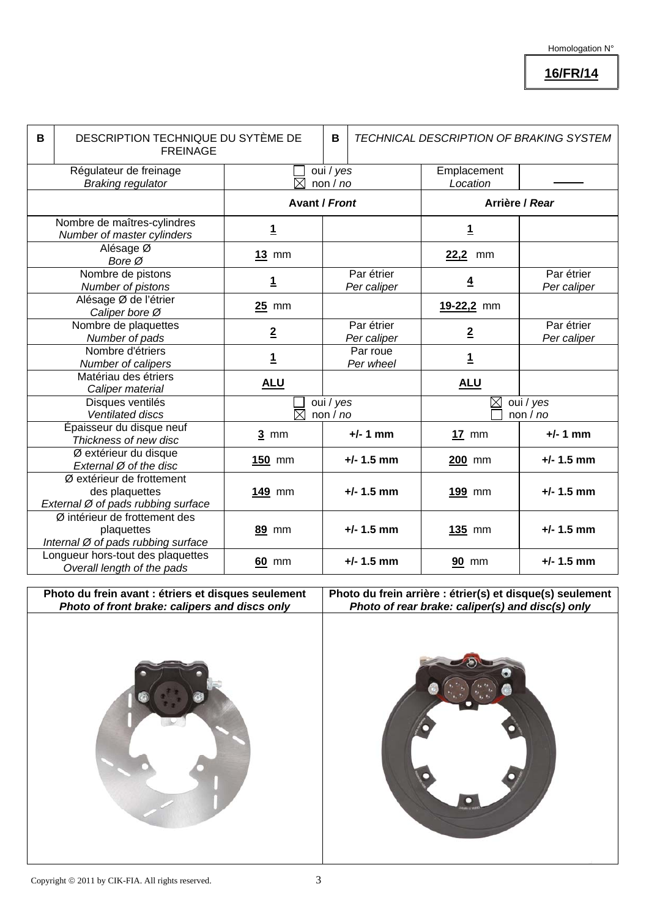Homologation N°

**16/FR/14**

| B | DESCRIPTION TECHNIQUE DU SYTÈME DE FREINAGE | B | *TECHNICAL DESCRIPTION OF BRAKING SYSTEM* | |
|---|---|---|---|---|
| Régulateur de freinage<br>*Braking regulator* | ☐ oui / *yes*<br>☒ non / *no* | | Emplacement<br>*Location* | —— |
| | **Avant / *Front*** | | **Arrière / *Rear*** | |
| Nombre de maîtres-cylindres<br>*Number of master cylinders* | **1** | | **1** | |
| Alésage Ø<br>*Bore Ø* | **13** mm | | **22,2** mm | |
| Nombre de pistons<br>*Number of pistons* | **1** | Par étrier<br>*Per caliper* | **4** | Par étrier<br>*Per caliper* |
| Alésage Ø de l'étrier<br>*Caliper bore Ø* | **25** mm | | **19-22,2** mm | |
| Nombre de plaquettes<br>*Number of pads* | **2** | Par étrier<br>*Per caliper* | **2** | Par étrier<br>*Per caliper* |
| Nombre d'étriers<br>*Number of calipers* | **1** | Par roue<br>*Per wheel* | **1** | |
| Matériau des étriers<br>*Caliper material* | **ALU** | | **ALU** | |
| Disques ventilés<br>*Ventilated discs* | ☐ oui / *yes*<br>☒ non / *no* | | ☒ oui / *yes*<br>☐ non / *no* | |
| Épaisseur du disque neuf<br>*Thickness of new disc* | **3** mm | **+/- 1 mm** | **17** mm | **+/- 1 mm** |
| Ø extérieur du disque<br>*External Ø of the disc* | **150** mm | **+/- 1.5 mm** | **200** mm | **+/- 1.5 mm** |
| Ø extérieur de frottement des plaquettes<br>*External Ø of pads rubbing surface* | **149** mm | **+/- 1.5 mm** | **199** mm | **+/- 1.5 mm** |
| Ø intérieur de frottement des plaquettes<br>*Internal Ø of pads rubbing surface* | **89** mm | **+/- 1.5 mm** | **135** mm | **+/- 1.5 mm** |
| Longueur hors-tout des plaquettes<br>*Overall length of the pads* | **60** mm | **+/- 1.5 mm** | **90** mm | **+/- 1.5 mm** |

| **Photo du frein avant : étriers et disques seulement**<br>***Photo of front brake: calipers and discs only*** | **Photo du frein arrière : étrier(s) et disque(s) seulement**<br>***Photo of rear brake: caliper(s) and disc(s) only*** |
|---|---|
| | |

Copyright © 2011 by CIK-FIA. All rights reserved.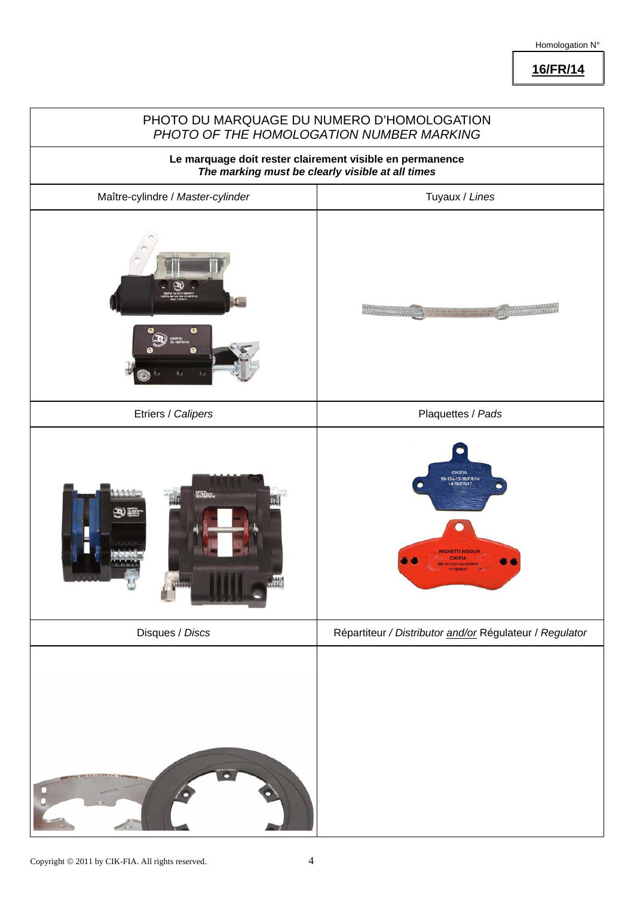Homologation N°

**16/FR/14**

| PHOTO DU MARQUAGE DU NUMERO D'HOMOLOGATION *PHOTO OF THE HOMOLOGATION NUMBER MARKING* | |
|---|---|
| **Le marquage doit rester clairement visible en permanence** ***The marking must be clearly visible at all times*** | |
| Maître-cylindre / *Master-cylinder* | Tuyaux / *Lines* |
| | |
| Etriers / *Calipers* | Plaquettes / *Pads* |
| | |
| Disques / *Discs* | Répartiteur / *Distributor <u>and/or</u>* Régulateur / *Regulator* |
| | |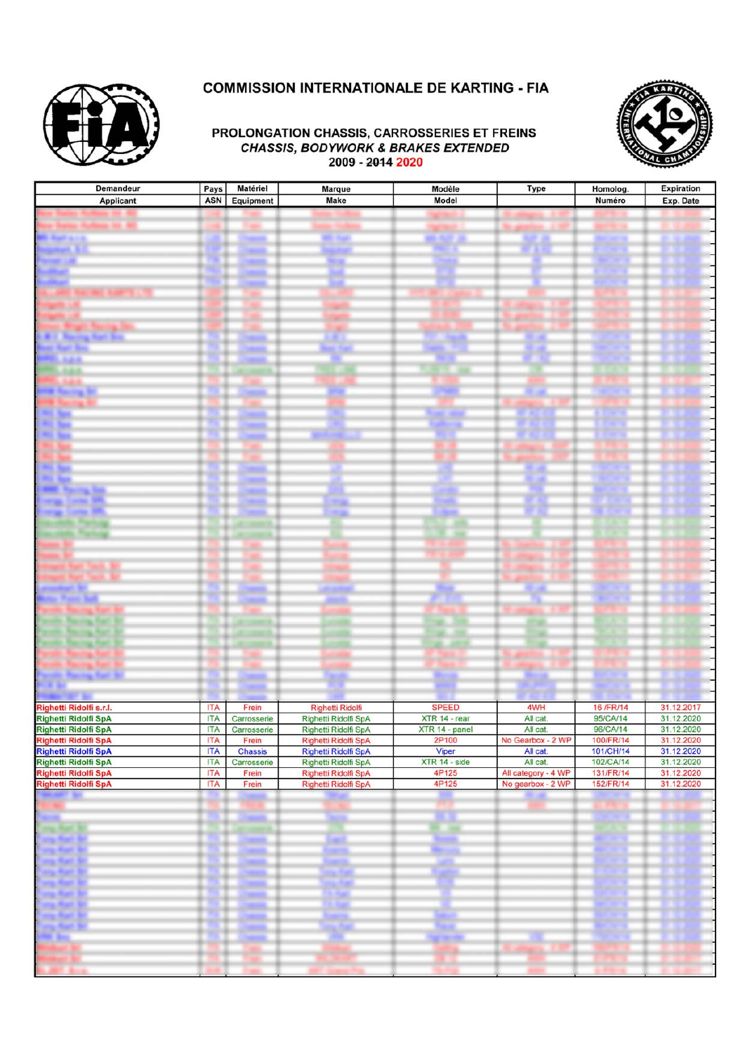# COMMISSION INTERNATIONALE DE KARTING - FIA

## PROLONGATION CHASSIS, CARROSSERIES ET FREINS

## *CHASSIS, BODYWORK & BRAKES EXTENDED*

## 2009 - ~~2014~~ 2020

| Demandeur | Pays | Matériel | Marque | Modèle | Type | Homolog. | Expiration |
|---|---|---|---|---|---|---|---|
| Applicant | ASN | Equipment | Make | Model | | Numéro | Exp. Date |
| Righetti Ridolfi s.r.l. | ITA | Frein | Righetti Ridolfi | SPEED | 4WH | 16 /FR/14 | 31.12.2017 |
| Righetti Ridolfi SpA | ITA | Carrosserie | Righetti Ridolfi SpA | XTR 14 - rear | All cat. | 95/CA/14 | 31.12.2020 |
| Righetti Ridolfi SpA | ITA | Carrosserie | Righetti Ridolfi SpA | XTR 14 - panel | All cat. | 96/CA/14 | 31.12.2020 |
| Righetti Ridolfi SpA | ITA | Frein | Righetti Ridolfi SpA | 2P100 | No Gearbox - 2 WP | 100/FR/14 | 31.12.2020 |
| Righetti Ridolfi SpA | ITA | Chassis | Righetti Ridolfi SpA | Viper | All cat. | 101/CH/14 | 31.12.2020 |
| Righetti Ridolfi SpA | ITA | Carrosserie | Righetti Ridolfi SpA | XTR 14 - side | All cat. | 102/CA/14 | 31.12.2020 |
| Righetti Ridolfi SpA | ITA | Frein | Righetti Ridolfi SpA | 4P125 | All category - 4 WP | 131/FR/14 | 31.12.2020 |
| Righetti Ridolfi SpA | ITA | Frein | Righetti Ridolfi SpA | 4P125 | No gearbox - 2 WP | 152/FR/14 | 31.12.2020 |